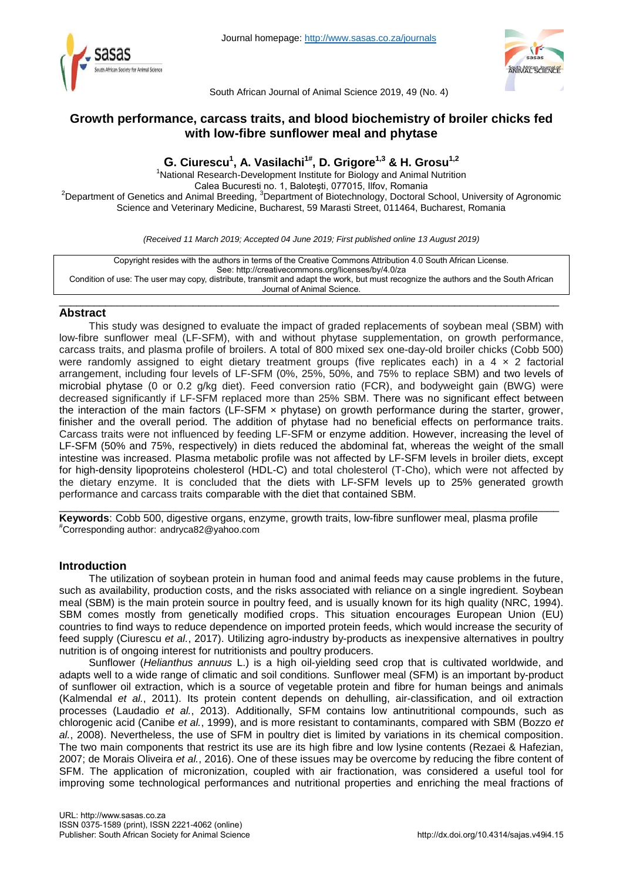# Growth performance, carcass traits, and blood biochemistry of broiler chicks fed with low-fibre sunflower meal and phytase

**G. Ciurescu[1], A. Vasilachi[1#], D. Grigore[1,3] & H. Grosu[1,2]**

[1]National Research-Development Institute for Biology and Animal Nutrition
Calea Bucuresti no. 1, Baloteşti, 077015, Ilfov, Romania
[2]Department of Genetics and Animal Breeding, [3]Department of Biotechnology, Doctoral School, University of Agronomic Science and Veterinary Medicine, Bucharest, 59 Marasti Street, 011464, Bucharest, Romania

*(Received 11 March 2019; Accepted 04 June 2019; First published online 13 August 2019)*

Copyright resides with the authors in terms of the Creative Commons Attribution 4.0 South African License.
See: http://creativecommons.org/licenses/by/4.0/za
Condition of use: The user may copy, distribute, transmit and adapt the work, but must recognize the authors and the South African Journal of Animal Science.

## Abstract

This study was designed to evaluate the impact of graded replacements of soybean meal (SBM) with low-fibre sunflower meal (LF-SFM), with and without phytase supplementation, on growth performance, carcass traits, and plasma profile of broilers. A total of 800 mixed sex one-day-old broiler chicks (Cobb 500) were randomly assigned to eight dietary treatment groups (five replicates each) in a 4 × 2 factorial arrangement, including four levels of LF-SFM (0%, 25%, 50%, and 75% to replace SBM) and two levels of microbial phytase (0 or 0.2 g/kg diet). Feed conversion ratio (FCR), and bodyweight gain (BWG) were decreased significantly if LF-SFM replaced more than 25% SBM. There was no significant effect between the interaction of the main factors (LF-SFM × phytase) on growth performance during the starter, grower, finisher and the overall period. The addition of phytase had no beneficial effects on performance traits. Carcass traits were not influenced by feeding LF-SFM or enzyme addition. However, increasing the level of LF-SFM (50% and 75%, respectively) in diets reduced the abdominal fat, whereas the weight of the small intestine was increased. Plasma metabolic profile was not affected by LF-SFM levels in broiler diets, except for high-density lipoproteins cholesterol (HDL-C) and total cholesterol (T-Cho), which were not affected by the dietary enzyme. It is concluded that the diets with LF-SFM levels up to 25% generated growth performance and carcass traits comparable with the diet that contained SBM.

**Keywords**: Cobb 500, digestive organs, enzyme, growth traits, low-fibre sunflower meal, plasma profile
[#]Corresponding author: andryca82@yahoo.com

## Introduction

The utilization of soybean protein in human food and animal feeds may cause problems in the future, such as availability, production costs, and the risks associated with reliance on a single ingredient. Soybean meal (SBM) is the main protein source in poultry feed, and is usually known for its high quality (NRC, 1994). SBM comes mostly from genetically modified crops. This situation encourages European Union (EU) countries to find ways to reduce dependence on imported protein feeds, which would increase the security of feed supply (Ciurescu *et al.*, 2017). Utilizing agro-industry by-products as inexpensive alternatives in poultry nutrition is of ongoing interest for nutritionists and poultry producers.

Sunflower (*Helianthus annuus* L.) is a high oil-yielding seed crop that is cultivated worldwide, and adapts well to a wide range of climatic and soil conditions. Sunflower meal (SFM) is an important by-product of sunflower oil extraction, which is a source of vegetable protein and fibre for human beings and animals (Kalmendal *et al.*, 2011). Its protein content depends on dehulling, air-classification, and oil extraction processes (Laudadio *et al.*, 2013). Additionally, SFM contains low antinutritional compounds, such as chlorogenic acid (Canibe *et al.*, 1999), and is more resistant to contaminants, compared with SBM (Bozzo *et al.*, 2008). Nevertheless, the use of SFM in poultry diet is limited by variations in its chemical composition. The two main components that restrict its use are its high fibre and low lysine contents (Rezaei & Hafezian, 2007; de Morais Oliveira *et al.*, 2016). One of these issues may be overcome by reducing the fibre content of SFM. The application of micronization, coupled with air fractionation, was considered a useful tool for improving some technological performances and nutritional properties and enriching the meal fractions of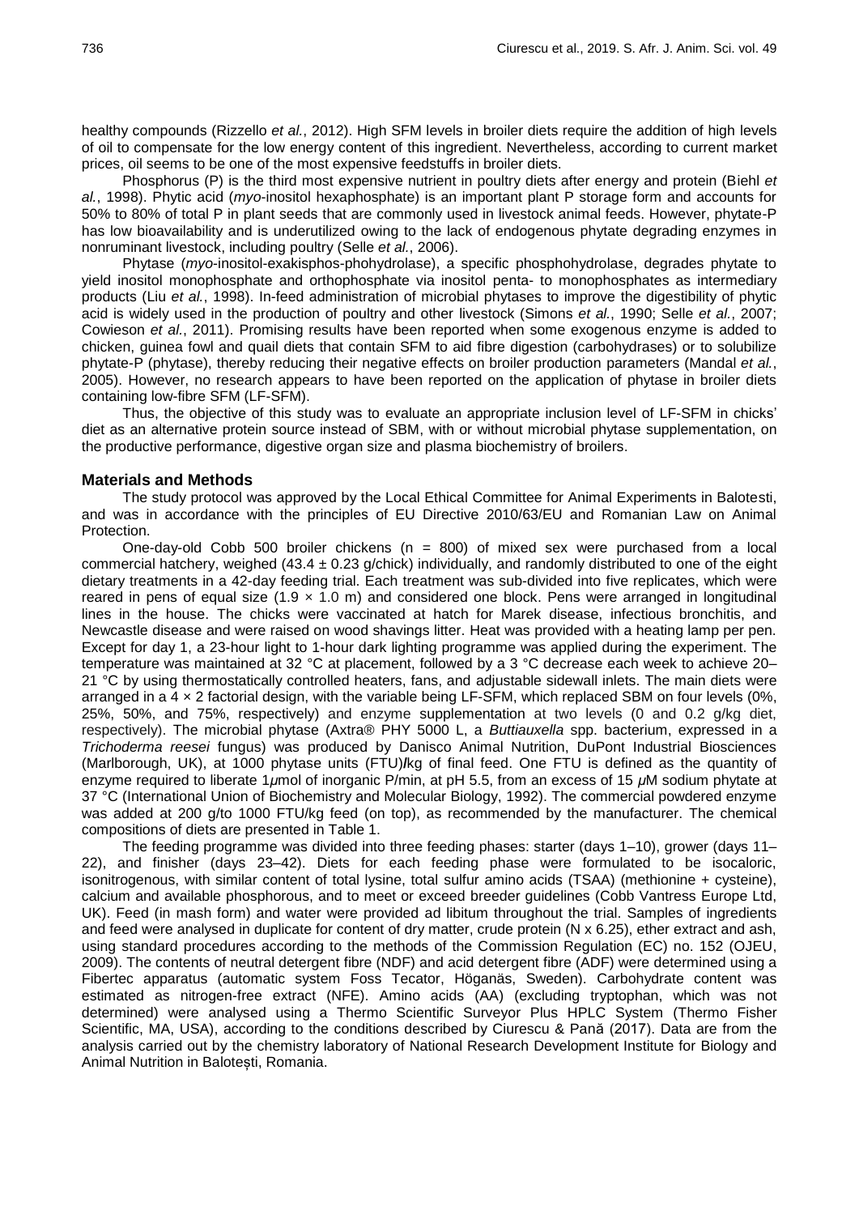healthy compounds (Rizzello *et al.*, 2012). High SFM levels in broiler diets require the addition of high levels of oil to compensate for the low energy content of this ingredient. Nevertheless, according to current market prices, oil seems to be one of the most expensive feedstuffs in broiler diets.

Phosphorus (P) is the third most expensive nutrient in poultry diets after energy and protein (Biehl *et al.*, 1998). Phytic acid (*myo*-inositol hexaphosphate) is an important plant P storage form and accounts for 50% to 80% of total P in plant seeds that are commonly used in livestock animal feeds. However, phytate-P has low bioavailability and is underutilized owing to the lack of endogenous phytate degrading enzymes in nonruminant livestock, including poultry (Selle *et al.*, 2006).

Phytase (*myo*-inositol-exakisphos-phohydrolase), a specific phosphohydrolase, degrades phytate to yield inositol monophosphate and orthophosphate via inositol penta- to monophosphates as intermediary products (Liu *et al.*, 1998). In-feed administration of microbial phytases to improve the digestibility of phytic acid is widely used in the production of poultry and other livestock (Simons *et al.*, 1990; Selle *et al.*, 2007; Cowieson *et al.*, 2011). Promising results have been reported when some exogenous enzyme is added to chicken, guinea fowl and quail diets that contain SFM to aid fibre digestion (carbohydrases) or to solubilize phytate-P (phytase), thereby reducing their negative effects on broiler production parameters (Mandal *et al.*, 2005). However, no research appears to have been reported on the application of phytase in broiler diets containing low-fibre SFM (LF-SFM).

Thus, the objective of this study was to evaluate an appropriate inclusion level of LF-SFM in chicks' diet as an alternative protein source instead of SBM, with or without microbial phytase supplementation, on the productive performance, digestive organ size and plasma biochemistry of broilers.

## Materials and Methods

The study protocol was approved by the Local Ethical Committee for Animal Experiments in Balotesti, and was in accordance with the principles of EU Directive 2010/63/EU and Romanian Law on Animal Protection.

One-day-old Cobb 500 broiler chickens (n = 800) of mixed sex were purchased from a local commercial hatchery, weighed (43.4 ± 0.23 g/chick) individually, and randomly distributed to one of the eight dietary treatments in a 42-day feeding trial. Each treatment was sub-divided into five replicates, which were reared in pens of equal size (1.9 × 1.0 m) and considered one block. Pens were arranged in longitudinal lines in the house. The chicks were vaccinated at hatch for Marek disease, infectious bronchitis, and Newcastle disease and were raised on wood shavings litter. Heat was provided with a heating lamp per pen. Except for day 1, a 23-hour light to 1-hour dark lighting programme was applied during the experiment. The temperature was maintained at 32 °C at placement, followed by a 3 °C decrease each week to achieve 20–21 °C by using thermostatically controlled heaters, fans, and adjustable sidewall inlets. The main diets were arranged in a 4 × 2 factorial design, with the variable being LF-SFM, which replaced SBM on four levels (0%, 25%, 50%, and 75%, respectively) and enzyme supplementation at two levels (0 and 0.2 g/kg diet, respectively). The microbial phytase (Axtra® PHY 5000 L, a *Buttiauxella* spp. bacterium, expressed in a *Trichoderma reesei* fungus) was produced by Danisco Animal Nutrition, DuPont Industrial Biosciences (Marlborough, UK), at 1000 phytase units (FTU)/kg of final feed. One FTU is defined as the quantity of enzyme required to liberate 1 $\mu$mol of inorganic P/min, at pH 5.5, from an excess of 15 $\mu$M sodium phytate at 37 °C (International Union of Biochemistry and Molecular Biology, 1992). The commercial powdered enzyme was added at 200 g/to 1000 FTU/kg feed (on top), as recommended by the manufacturer. The chemical compositions of diets are presented in Table 1.

The feeding programme was divided into three feeding phases: starter (days 1–10), grower (days 11–22), and finisher (days 23–42). Diets for each feeding phase were formulated to be isocaloric, isonitrogenous, with similar content of total lysine, total sulfur amino acids (TSAA) (methionine + cysteine), calcium and available phosphorous, and to meet or exceed breeder guidelines (Cobb Vantress Europe Ltd, UK). Feed (in mash form) and water were provided ad libitum throughout the trial. Samples of ingredients and feed were analysed in duplicate for content of dry matter, crude protein (N x 6.25), ether extract and ash, using standard procedures according to the methods of the Commission Regulation (EC) no. 152 (OJEU, 2009). The contents of neutral detergent fibre (NDF) and acid detergent fibre (ADF) were determined using a Fibertec apparatus (automatic system Foss Tecator, Höganäs, Sweden). Carbohydrate content was estimated as nitrogen-free extract (NFE). Amino acids (AA) (excluding tryptophan, which was not determined) were analysed using a Thermo Scientific Surveyor Plus HPLC System (Thermo Fisher Scientific, MA, USA), according to the conditions described by Ciurescu & Pană (2017). Data are from the analysis carried out by the chemistry laboratory of National Research Development Institute for Biology and Animal Nutrition in Balotești, Romania.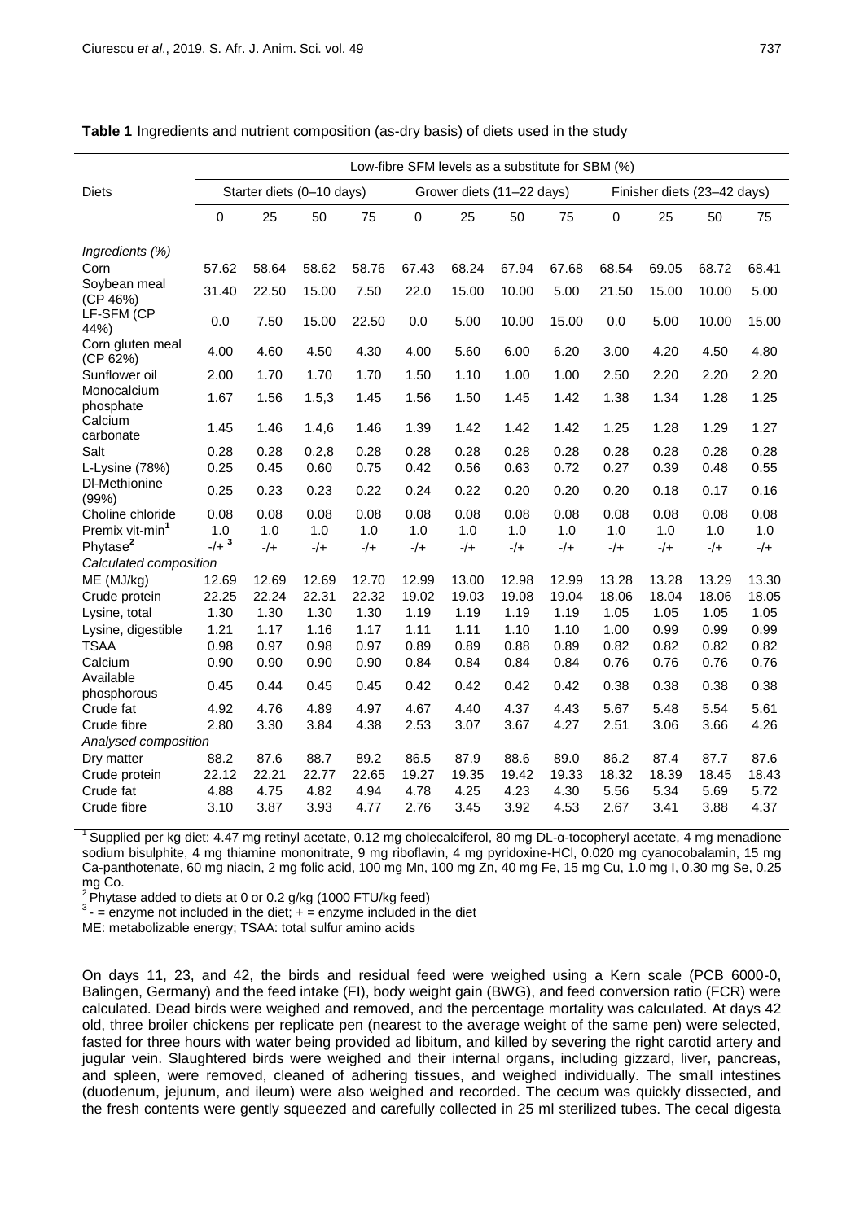**Table 1** Ingredients and nutrient composition (as-dry basis) of diets used in the study

| Diets | Low-fibre SFM levels as a substitute for SBM (%) | | | | | | | | | | | |
|---|---|---|---|---|---|---|---|---|---|---|---|---|
| | Starter diets (0–10 days) | | | | Grower diets (11–22 days) | | | | Finisher diets (23–42 days) | | | |
| | 0 | 25 | 50 | 75 | 0 | 25 | 50 | 75 | 0 | 25 | 50 | 75 |
| *Ingredients (%)* | | | | | | | | | | | | |
| Corn | 57.62 | 58.64 | 58.62 | 58.76 | 67.43 | 68.24 | 67.94 | 67.68 | 68.54 | 69.05 | 68.72 | 68.41 |
| Soybean meal (CP 46%) | 31.40 | 22.50 | 15.00 | 7.50 | 22.0 | 15.00 | 10.00 | 5.00 | 21.50 | 15.00 | 10.00 | 5.00 |
| LF-SFM (CP 44%) | 0.0 | 7.50 | 15.00 | 22.50 | 0.0 | 5.00 | 10.00 | 15.00 | 0.0 | 5.00 | 10.00 | 15.00 |
| Corn gluten meal (CP 62%) | 4.00 | 4.60 | 4.50 | 4.30 | 4.00 | 5.60 | 6.00 | 6.20 | 3.00 | 4.20 | 4.50 | 4.80 |
| Sunflower oil | 2.00 | 1.70 | 1.70 | 1.70 | 1.50 | 1.10 | 1.00 | 1.00 | 2.50 | 2.20 | 2.20 | 2.20 |
| Monocalcium phosphate | 1.67 | 1.56 | 1.5,3 | 1.45 | 1.56 | 1.50 | 1.45 | 1.42 | 1.38 | 1.34 | 1.28 | 1.25 |
| Calcium carbonate | 1.45 | 1.46 | 1.4,6 | 1.46 | 1.39 | 1.42 | 1.42 | 1.42 | 1.25 | 1.28 | 1.29 | 1.27 |
| Salt | 0.28 | 0.28 | 0.2,8 | 0.28 | 0.28 | 0.28 | 0.28 | 0.28 | 0.28 | 0.28 | 0.28 | 0.28 |
| L-Lysine (78%) | 0.25 | 0.45 | 0.60 | 0.75 | 0.42 | 0.56 | 0.63 | 0.72 | 0.27 | 0.39 | 0.48 | 0.55 |
| Dl-Methionine (99%) | 0.25 | 0.23 | 0.23 | 0.22 | 0.24 | 0.22 | 0.20 | 0.20 | 0.20 | 0.18 | 0.17 | 0.16 |
| Choline chloride | 0.08 | 0.08 | 0.08 | 0.08 | 0.08 | 0.08 | 0.08 | 0.08 | 0.08 | 0.08 | 0.08 | 0.08 |
| Premix vit-min[1] | 1.0 | 1.0 | 1.0 | 1.0 | 1.0 | 1.0 | 1.0 | 1.0 | 1.0 | 1.0 | 1.0 | 1.0 |
| Phytase[2] | -/+ [3] | -/+ | -/+ | -/+ | -/+ | -/+ | -/+ | -/+ | -/+ | -/+ | -/+ | -/+ |
| *Calculated composition* | | | | | | | | | | | | |
| ME (MJ/kg) | 12.69 | 12.69 | 12.69 | 12.70 | 12.99 | 13.00 | 12.98 | 12.99 | 13.28 | 13.28 | 13.29 | 13.30 |
| Crude protein | 22.25 | 22.24 | 22.31 | 22.32 | 19.02 | 19.03 | 19.08 | 19.04 | 18.06 | 18.04 | 18.06 | 18.05 |
| Lysine, total | 1.30 | 1.30 | 1.30 | 1.30 | 1.19 | 1.19 | 1.19 | 1.19 | 1.05 | 1.05 | 1.05 | 1.05 |
| Lysine, digestible | 1.21 | 1.17 | 1.16 | 1.17 | 1.11 | 1.11 | 1.10 | 1.10 | 1.00 | 0.99 | 0.99 | 0.99 |
| TSAA | 0.98 | 0.97 | 0.98 | 0.97 | 0.89 | 0.89 | 0.88 | 0.89 | 0.82 | 0.82 | 0.82 | 0.82 |
| Calcium | 0.90 | 0.90 | 0.90 | 0.90 | 0.84 | 0.84 | 0.84 | 0.84 | 0.76 | 0.76 | 0.76 | 0.76 |
| Available phosphorous | 0.45 | 0.44 | 0.45 | 0.45 | 0.42 | 0.42 | 0.42 | 0.42 | 0.38 | 0.38 | 0.38 | 0.38 |
| Crude fat | 4.92 | 4.76 | 4.89 | 4.97 | 4.67 | 4.40 | 4.37 | 4.43 | 5.67 | 5.48 | 5.54 | 5.61 |
| Crude fibre | 2.80 | 3.30 | 3.84 | 4.38 | 2.53 | 3.07 | 3.67 | 4.27 | 2.51 | 3.06 | 3.66 | 4.26 |
| *Analysed composition* | | | | | | | | | | | | |
| Dry matter | 88.2 | 87.6 | 88.7 | 89.2 | 86.5 | 87.9 | 88.6 | 89.0 | 86.2 | 87.4 | 87.7 | 87.6 |
| Crude protein | 22.12 | 22.21 | 22.77 | 22.65 | 19.27 | 19.35 | 19.42 | 19.33 | 18.32 | 18.39 | 18.45 | 18.43 |
| Crude fat | 4.88 | 4.75 | 4.82 | 4.94 | 4.78 | 4.25 | 4.23 | 4.30 | 5.56 | 5.34 | 5.69 | 5.72 |
| Crude fibre | 3.10 | 3.87 | 3.93 | 4.77 | 2.76 | 3.45 | 3.92 | 4.53 | 2.67 | 3.41 | 3.88 | 4.37 |

[1] Supplied per kg diet: 4.47 mg retinyl acetate, 0.12 mg cholecalciferol, 80 mg DL-α-tocopheryl acetate, 4 mg menadione sodium bisulphite, 4 mg thiamine mononitrate, 9 mg riboflavin, 4 mg pyridoxine-HCl, 0.020 mg cyanocobalamin, 15 mg Ca-panthotenate, 60 mg niacin, 2 mg folic acid, 100 mg Mn, 100 mg Zn, 40 mg Fe, 15 mg Cu, 1.0 mg I, 0.30 mg Se, 0.25 mg Co.

[2] Phytase added to diets at 0 or 0.2 g/kg (1000 FTU/kg feed)

[3] - = enzyme not included in the diet; + = enzyme included in the diet

ME: metabolizable energy; TSAA: total sulfur amino acids

On days 11, 23, and 42, the birds and residual feed were weighed using a Kern scale (PCB 6000-0, Balingen, Germany) and the feed intake (FI), body weight gain (BWG), and feed conversion ratio (FCR) were calculated. Dead birds were weighed and removed, and the percentage mortality was calculated. At days 42 old, three broiler chickens per replicate pen (nearest to the average weight of the same pen) were selected, fasted for three hours with water being provided ad libitum, and killed by severing the right carotid artery and jugular vein. Slaughtered birds were weighed and their internal organs, including gizzard, liver, pancreas, and spleen, were removed, cleaned of adhering tissues, and weighed individually. The small intestines (duodenum, jejunum, and ileum) were also weighed and recorded. The cecum was quickly dissected, and the fresh contents were gently squeezed and carefully collected in 25 ml sterilized tubes. The cecal digesta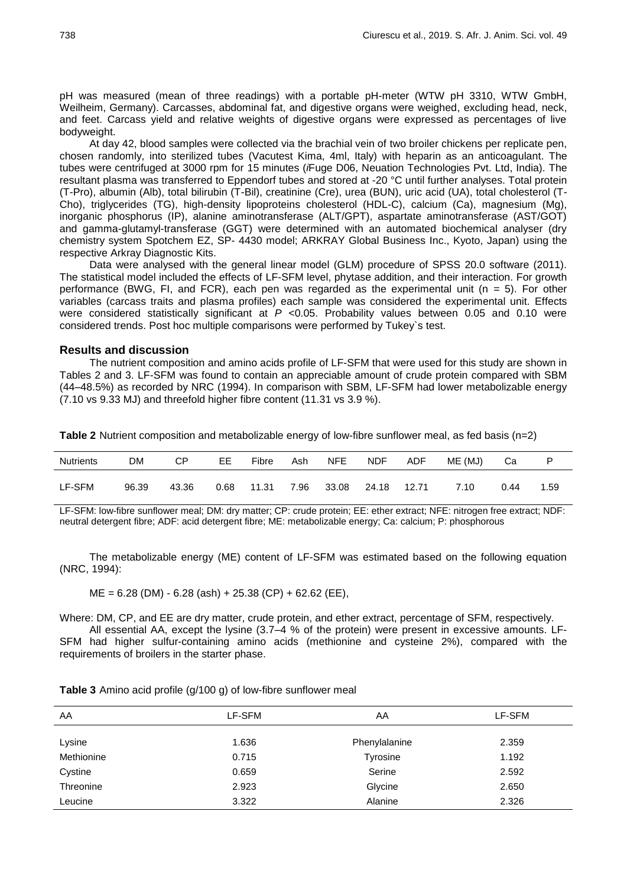pH was measured (mean of three readings) with a portable pH-meter (WTW pH 3310, WTW GmbH, Weilheim, Germany). Carcasses, abdominal fat, and digestive organs were weighed, excluding head, neck, and feet. Carcass yield and relative weights of digestive organs were expressed as percentages of live bodyweight.

At day 42, blood samples were collected via the brachial vein of two broiler chickens per replicate pen, chosen randomly, into sterilized tubes (Vacutest Kima, 4ml, Italy) with heparin as an anticoagulant. The tubes were centrifuged at 3000 rpm for 15 minutes (*i*Fuge D06, Neuation Technologies Pvt. Ltd, India). The resultant plasma was transferred to Eppendorf tubes and stored at -20 °C until further analyses. Total protein (T-Pro), albumin (Alb), total bilirubin (T-Bil), creatinine (Cre), urea (BUN), uric acid (UA), total cholesterol (T-Cho), triglycerides (TG), high-density lipoproteins cholesterol (HDL-C), calcium (Ca), magnesium (Mg), inorganic phosphorus (IP), alanine aminotransferase (ALT/GPT), aspartate aminotransferase (AST/GOT) and gamma-glutamyl-transferase (GGT) were determined with an automated biochemical analyser (dry chemistry system Spotchem EZ, SP- 4430 model; ARKRAY Global Business Inc., Kyoto, Japan) using the respective Arkray Diagnostic Kits.

Data were analysed with the general linear model (GLM) procedure of SPSS 20.0 software (2011). The statistical model included the effects of LF-SFM level, phytase addition, and their interaction. For growth performance (BWG, FI, and FCR), each pen was regarded as the experimental unit ($n = 5$). For other variables (carcass traits and plasma profiles) each sample was considered the experimental unit. Effects were considered statistically significant at $P < 0.05$. Probability values between 0.05 and 0.10 were considered trends. Post hoc multiple comparisons were performed by Tukey`s test.

## Results and discussion

The nutrient composition and amino acids profile of LF-SFM that were used for this study are shown in Tables 2 and 3. LF-SFM was found to contain an appreciable amount of crude protein compared with SBM (44–48.5%) as recorded by NRC (1994). In comparison with SBM, LF-SFM had lower metabolizable energy (7.10 vs 9.33 MJ) and threefold higher fibre content (11.31 vs 3.9 %).

**Table 2** Nutrient composition and metabolizable energy of low-fibre sunflower meal, as fed basis (n=2)

| Nutrients | DM | CP | EE | Fibre | Ash | NFE | NDF | ADF | ME (MJ) | Ca | P |
|---|---|---|---|---|---|---|---|---|---|---|---|
| LF-SFM | 96.39 | 43.36 | 0.68 | 11.31 | 7.96 | 33.08 | 24.18 | 12.71 | 7.10 | 0.44 | 1.59 |

LF-SFM: low-fibre sunflower meal; DM: dry matter; CP: crude protein; EE: ether extract; NFE: nitrogen free extract; NDF: neutral detergent fibre; ADF: acid detergent fibre; ME: metabolizable energy; Ca: calcium; P: phosphorous

The metabolizable energy (ME) content of LF-SFM was estimated based on the following equation (NRC, 1994):

$$ME = 6.28\ (DM) - 6.28\ (ash) + 25.38\ (CP) + 62.62\ (EE),$$

Where: DM, CP, and EE are dry matter, crude protein, and ether extract, percentage of SFM, respectively.

All essential AA, except the lysine (3.7–4 % of the protein) were present in excessive amounts. LF-SFM had higher sulfur-containing amino acids (methionine and cysteine 2%), compared with the requirements of broilers in the starter phase.

**Table 3** Amino acid profile (g/100 g) of low-fibre sunflower meal

| AA | LF-SFM | AA | LF-SFM |
|---|---|---|---|
| Lysine | 1.636 | Phenylalanine | 2.359 |
| Methionine | 0.715 | Tyrosine | 1.192 |
| Cystine | 0.659 | Serine | 2.592 |
| Threonine | 2.923 | Glycine | 2.650 |
| Leucine | 3.322 | Alanine | 2.326 |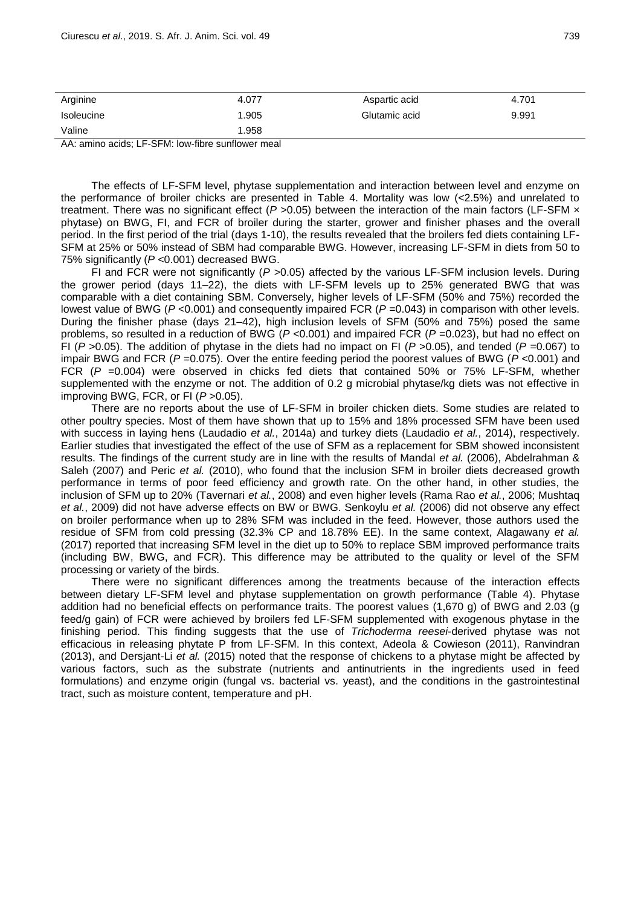| Arginine | 4.077 | Aspartic acid | 4.701 |
|---|---|---|---|
| Isoleucine | 1.905 | Glutamic acid | 9.991 |
| Valine | 1.958 | | |

AA: amino acids; LF-SFM: low-fibre sunflower meal

The effects of LF-SFM level, phytase supplementation and interaction between level and enzyme on the performance of broiler chicks are presented in Table 4. Mortality was low (<2.5%) and unrelated to treatment. There was no significant effect ($P$ >0.05) between the interaction of the main factors (LF-SFM × phytase) on BWG, FI, and FCR of broiler during the starter, grower and finisher phases and the overall period. In the first period of the trial (days 1-10), the results revealed that the broilers fed diets containing LF-SFM at 25% or 50% instead of SBM had comparable BWG. However, increasing LF-SFM in diets from 50 to 75% significantly ($P$ <0.001) decreased BWG.

FI and FCR were not significantly ($P$ >0.05) affected by the various LF-SFM inclusion levels. During the grower period (days 11–22), the diets with LF-SFM levels up to 25% generated BWG that was comparable with a diet containing SBM. Conversely, higher levels of LF-SFM (50% and 75%) recorded the lowest value of BWG ($P$ <0.001) and consequently impaired FCR ($P$ =0.043) in comparison with other levels. During the finisher phase (days 21–42), high inclusion levels of SFM (50% and 75%) posed the same problems, so resulted in a reduction of BWG ($P$ <0.001) and impaired FCR ($P$ =0.023), but had no effect on FI ($P$ >0.05). The addition of phytase in the diets had no impact on FI ($P$ >0.05), and tended ($P$ =0.067) to impair BWG and FCR ($P$ =0.075). Over the entire feeding period the poorest values of BWG ($P$ <0.001) and FCR ($P$ =0.004) were observed in chicks fed diets that contained 50% or 75% LF-SFM, whether supplemented with the enzyme or not. The addition of 0.2 g microbial phytase/kg diets was not effective in improving BWG, FCR, or FI ($P$ >0.05).

There are no reports about the use of LF-SFM in broiler chicken diets. Some studies are related to other poultry species. Most of them have shown that up to 15% and 18% processed SFM have been used with success in laying hens (Laudadio *et al.*, 2014a) and turkey diets (Laudadio *et al.*, 2014), respectively. Earlier studies that investigated the effect of the use of SFM as a replacement for SBM showed inconsistent results. The findings of the current study are in line with the results of Mandal *et al.* (2006), Abdelrahman & Saleh (2007) and Peric *et al.* (2010), who found that the inclusion SFM in broiler diets decreased growth performance in terms of poor feed efficiency and growth rate. On the other hand, in other studies, the inclusion of SFM up to 20% (Tavernari *et al.*, 2008) and even higher levels (Rama Rao *et al.*, 2006; Mushtaq *et al.*, 2009) did not have adverse effects on BW or BWG. Senkoylu *et al.* (2006) did not observe any effect on broiler performance when up to 28% SFM was included in the feed. However, those authors used the residue of SFM from cold pressing (32.3% CP and 18.78% EE). In the same context, Alagawany *et al.* (2017) reported that increasing SFM level in the diet up to 50% to replace SBM improved performance traits (including BW, BWG, and FCR). This difference may be attributed to the quality or level of the SFM processing or variety of the birds.

There were no significant differences among the treatments because of the interaction effects between dietary LF-SFM level and phytase supplementation on growth performance (Table 4). Phytase addition had no beneficial effects on performance traits. The poorest values (1,670 g) of BWG and 2.03 (g feed/g gain) of FCR were achieved by broilers fed LF-SFM supplemented with exogenous phytase in the finishing period. This finding suggests that the use of *Trichoderma reesei*-derived phytase was not efficacious in releasing phytate P from LF-SFM. In this context, Adeola & Cowieson (2011), Ranvindran (2013), and Dersjant-Li *et al.* (2015) noted that the response of chickens to a phytase might be affected by various factors, such as the substrate (nutrients and antinutrients in the ingredients used in feed formulations) and enzyme origin (fungal vs. bacterial vs. yeast), and the conditions in the gastrointestinal tract, such as moisture content, temperature and pH.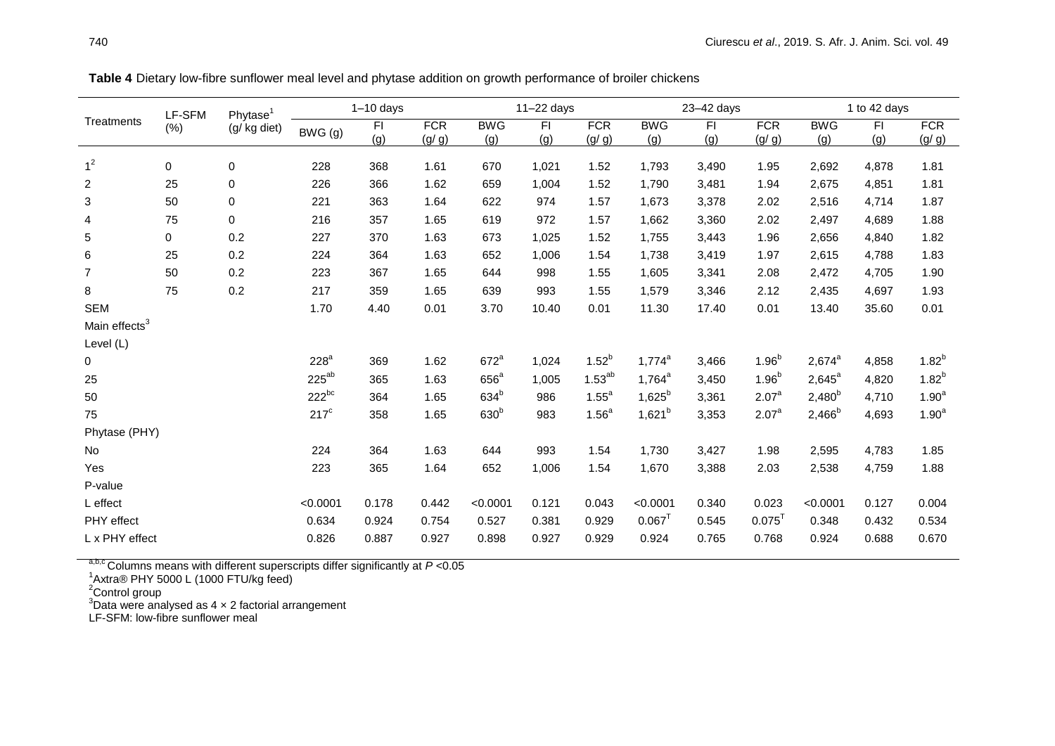**Table 4** Dietary low-fibre sunflower meal level and phytase addition on growth performance of broiler chickens

| Treatments | LF-SFM (%) | Phytase[1] (g/ kg diet) | 1–10 days | | | 11–22 days | | | 23–42 days | | | 1 to 42 days | | |
|---|---|---|---|---|---|---|---|---|---|---|---|---|---|---|
| | | | BWG (g) | FI (g) | FCR (g/ g) | BWG (g) | FI (g) | FCR (g/ g) | BWG (g) | FI (g) | FCR (g/ g) | BWG (g) | FI (g) | FCR (g/ g) |
| 1[2] | 0 | 0 | 228 | 368 | 1.61 | 670 | 1,021 | 1.52 | 1,793 | 3,490 | 1.95 | 2,692 | 4,878 | 1.81 |
| 2 | 25 | 0 | 226 | 366 | 1.62 | 659 | 1,004 | 1.52 | 1,790 | 3,481 | 1.94 | 2,675 | 4,851 | 1.81 |
| 3 | 50 | 0 | 221 | 363 | 1.64 | 622 | 974 | 1.57 | 1,673 | 3,378 | 2.02 | 2,516 | 4,714 | 1.87 |
| 4 | 75 | 0 | 216 | 357 | 1.65 | 619 | 972 | 1.57 | 1,662 | 3,360 | 2.02 | 2,497 | 4,689 | 1.88 |
| 5 | 0 | 0.2 | 227 | 370 | 1.63 | 673 | 1,025 | 1.52 | 1,755 | 3,443 | 1.96 | 2,656 | 4,840 | 1.82 |
| 6 | 25 | 0.2 | 224 | 364 | 1.63 | 652 | 1,006 | 1.54 | 1,738 | 3,419 | 1.97 | 2,615 | 4,788 | 1.83 |
| 7 | 50 | 0.2 | 223 | 367 | 1.65 | 644 | 998 | 1.55 | 1,605 | 3,341 | 2.08 | 2,472 | 4,705 | 1.90 |
| 8 | 75 | 0.2 | 217 | 359 | 1.65 | 639 | 993 | 1.55 | 1,579 | 3,346 | 2.12 | 2,435 | 4,697 | 1.93 |
| SEM | | | 1.70 | 4.40 | 0.01 | 3.70 | 10.40 | 0.01 | 11.30 | 17.40 | 0.01 | 13.40 | 35.60 | 0.01 |
| Main effects[3] | | | | | | | | | | | | | | |
| Level (L) | | | | | | | | | | | | | | |
| 0 | | | 228[a] | 369 | 1.62 | 672[a] | 1,024 | 1.52[b] | 1,774[a] | 3,466 | 1.96[b] | 2,674[a] | 4,858 | 1.82[b] |
| 25 | | | 225[ab] | 365 | 1.63 | 656[a] | 1,005 | 1.53[ab] | 1,764[a] | 3,450 | 1.96[b] | 2,645[a] | 4,820 | 1.82[b] |
| 50 | | | 222[bc] | 364 | 1.65 | 634[b] | 986 | 1.55[a] | 1,625[b] | 3,361 | 2.07[a] | 2,480[b] | 4,710 | 1.90[a] |
| 75 | | | 217[c] | 358 | 1.65 | 630[b] | 983 | 1.56[a] | 1,621[b] | 3,353 | 2.07[a] | 2,466[b] | 4,693 | 1.90[a] |
| Phytase (PHY) | | | | | | | | | | | | | | |
| No | | | 224 | 364 | 1.63 | 644 | 993 | 1.54 | 1,730 | 3,427 | 1.98 | 2,595 | 4,783 | 1.85 |
| Yes | | | 223 | 365 | 1.64 | 652 | 1,006 | 1.54 | 1,670 | 3,388 | 2.03 | 2,538 | 4,759 | 1.88 |
| P-value | | | | | | | | | | | | | | |
| L effect | | | <0.0001 | 0.178 | 0.442 | <0.0001 | 0.121 | 0.043 | <0.0001 | 0.340 | 0.023 | <0.0001 | 0.127 | 0.004 |
| PHY effect | | | 0.634 | 0.924 | 0.754 | 0.527 | 0.381 | 0.929 | 0.067[T] | 0.545 | 0.075[T] | 0.348 | 0.432 | 0.534 |
| L x PHY effect | | | 0.826 | 0.887 | 0.927 | 0.898 | 0.927 | 0.929 | 0.924 | 0.765 | 0.768 | 0.924 | 0.688 | 0.670 |

[a,b,c] Columns means with different superscripts differ significantly at $P < 0.05$

[1]Axtra® PHY 5000 L (1000 FTU/kg feed)

[2]Control group

[3]Data were analysed as 4 × 2 factorial arrangement

LF-SFM: low-fibre sunflower meal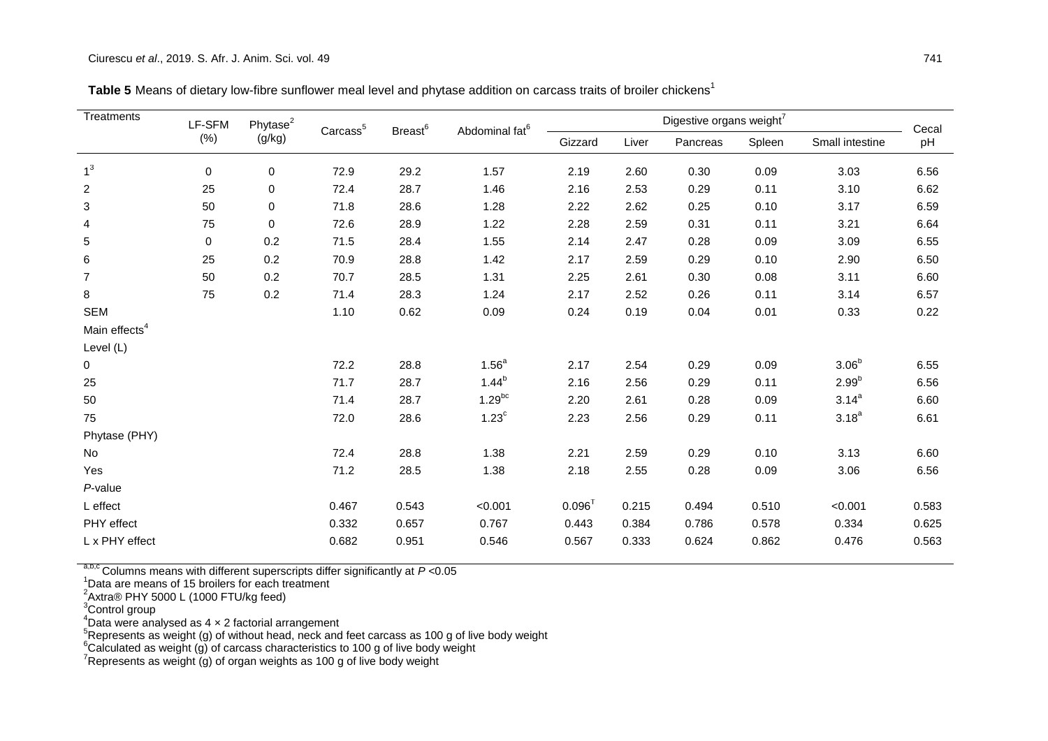**Table 5** Means of dietary low-fibre sunflower meal level and phytase addition on carcass traits of broiler chickens[1]

| Treatments | LF-SFM (%) | Phytase[2] (g/kg) | Carcass[5] | Breast[6] | Abdominal fat[6] | Digestive organs weight[7] | | | | | | Cecal pH |
|---|---|---|---|---|---|---|---|---|---|---|---|---|
| | | | | | | Gizzard | Liver | Pancreas | Spleen | Small intestine | | |
| 1[3] | 0 | 0 | 72.9 | 29.2 | 1.57 | 2.19 | 2.60 | 0.30 | 0.09 | 3.03 | | 6.56 |
| 2 | 25 | 0 | 72.4 | 28.7 | 1.46 | 2.16 | 2.53 | 0.29 | 0.11 | 3.10 | | 6.62 |
| 3 | 50 | 0 | 71.8 | 28.6 | 1.28 | 2.22 | 2.62 | 0.25 | 0.10 | 3.17 | | 6.59 |
| 4 | 75 | 0 | 72.6 | 28.9 | 1.22 | 2.28 | 2.59 | 0.31 | 0.11 | 3.21 | | 6.64 |
| 5 | 0 | 0.2 | 71.5 | 28.4 | 1.55 | 2.14 | 2.47 | 0.28 | 0.09 | 3.09 | | 6.55 |
| 6 | 25 | 0.2 | 70.9 | 28.8 | 1.42 | 2.17 | 2.59 | 0.29 | 0.10 | 2.90 | | 6.50 |
| 7 | 50 | 0.2 | 70.7 | 28.5 | 1.31 | 2.25 | 2.61 | 0.30 | 0.08 | 3.11 | | 6.60 |
| 8 | 75 | 0.2 | 71.4 | 28.3 | 1.24 | 2.17 | 2.52 | 0.26 | 0.11 | 3.14 | | 6.57 |
| SEM | | | 1.10 | 0.62 | 0.09 | 0.24 | 0.19 | 0.04 | 0.01 | 0.33 | | 0.22 |
| Main effects[4] | | | | | | | | | | | | |
| Level (L) | | | | | | | | | | | | |
| 0 | | | 72.2 | 28.8 | 1.56[a] | 2.17 | 2.54 | 0.29 | 0.09 | 3.06[b] | | 6.55 |
| 25 | | | 71.7 | 28.7 | 1.44[b] | 2.16 | 2.56 | 0.29 | 0.11 | 2.99[b] | | 6.56 |
| 50 | | | 71.4 | 28.7 | 1.29[bc] | 2.20 | 2.61 | 0.28 | 0.09 | 3.14[a] | | 6.60 |
| 75 | | | 72.0 | 28.6 | 1.23[c] | 2.23 | 2.56 | 0.29 | 0.11 | 3.18[a] | | 6.61 |
| Phytase (PHY) | | | | | | | | | | | | |
| No | | | 72.4 | 28.8 | 1.38 | 2.21 | 2.59 | 0.29 | 0.10 | 3.13 | | 6.60 |
| Yes | | | 71.2 | 28.5 | 1.38 | 2.18 | 2.55 | 0.28 | 0.09 | 3.06 | | 6.56 |
| *P*-value | | | | | | | | | | | | |
| L effect | | | 0.467 | 0.543 | <0.001 | 0.096[T] | 0.215 | 0.494 | 0.510 | <0.001 | | 0.583 |
| PHY effect | | | 0.332 | 0.657 | 0.767 | 0.443 | 0.384 | 0.786 | 0.578 | 0.334 | | 0.625 |
| L x PHY effect | | | 0.682 | 0.951 | 0.546 | 0.567 | 0.333 | 0.624 | 0.862 | 0.476 | | 0.563 |

[a,b,c] Columns means with different superscripts differ significantly at $P < 0.05$
[1]Data are means of 15 broilers for each treatment
[2]Axtra® PHY 5000 L (1000 FTU/kg feed)
[3]Control group
[4]Data were analysed as 4 × 2 factorial arrangement
[5]Represents as weight (g) of without head, neck and feet carcass as 100 g of live body weight
[6]Calculated as weight (g) of carcass characteristics to 100 g of live body weight
[7]Represents as weight (g) of organ weights as 100 g of live body weight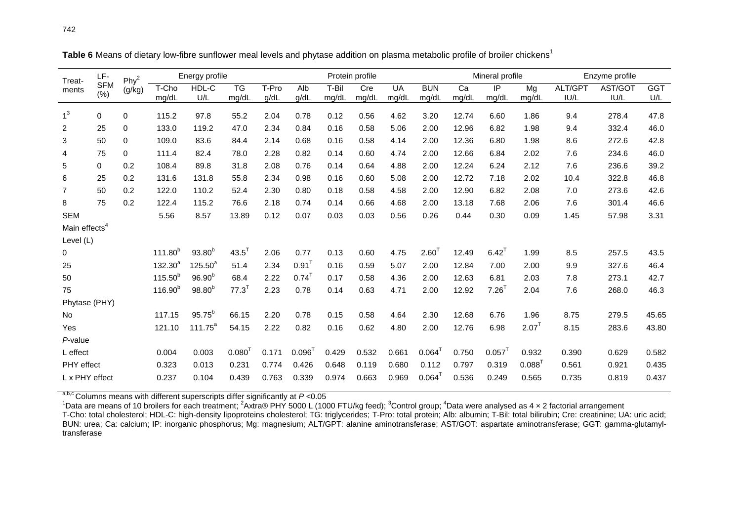**Table 6** Means of dietary low-fibre sunflower meal levels and phytase addition on plasma metabolic profile of broiler chickens[1]

| Treat-ments | LF-SFM (%) | Phy[2] (g/kg) | Energy profile | | | Protein profile | | | | | | Mineral profile | | | Enzyme profile | | |
|---|---|---|---|---|---|---|---|---|---|---|---|---|---|---|---|---|---|
| | | | T-Cho mg/dL | HDL-C U/L | TG mg/dL | T-Pro g/dL | Alb g/dL | T-Bil mg/dL | Cre mg/dL | UA mg/dL | BUN mg/dL | Ca mg/dL | IP mg/dL | Mg mg/dL | ALT/GPT IU/L | AST/GOT IU/L | GGT U/L |
| 1[3] | 0 | 0 | 115.2 | 97.8 | 55.2 | 2.04 | 0.78 | 0.12 | 0.56 | 4.62 | 3.20 | 12.74 | 6.60 | 1.86 | 9.4 | 278.4 | 47.8 |
| 2 | 25 | 0 | 133.0 | 119.2 | 47.0 | 2.34 | 0.84 | 0.16 | 0.58 | 5.06 | 2.00 | 12.96 | 6.82 | 1.98 | 9.4 | 332.4 | 46.0 |
| 3 | 50 | 0 | 109.0 | 83.6 | 84.4 | 2.14 | 0.68 | 0.16 | 0.58 | 4.14 | 2.00 | 12.36 | 6.80 | 1.98 | 8.6 | 272.6 | 42.8 |
| 4 | 75 | 0 | 111.4 | 82.4 | 78.0 | 2.28 | 0.82 | 0.14 | 0.60 | 4.74 | 2.00 | 12.66 | 6.84 | 2.02 | 7.6 | 234.6 | 46.0 |
| 5 | 0 | 0.2 | 108.4 | 89.8 | 31.8 | 2.08 | 0.76 | 0.14 | 0.64 | 4.88 | 2.00 | 12.24 | 6.24 | 2.12 | 7.6 | 236.6 | 39.2 |
| 6 | 25 | 0.2 | 131.6 | 131.8 | 55.8 | 2.34 | 0.98 | 0.16 | 0.60 | 5.08 | 2.00 | 12.72 | 7.18 | 2.02 | 10.4 | 322.8 | 46.8 |
| 7 | 50 | 0.2 | 122.0 | 110.2 | 52.4 | 2.30 | 0.80 | 0.18 | 0.58 | 4.58 | 2.00 | 12.90 | 6.82 | 2.08 | 7.0 | 273.6 | 42.6 |
| 8 | 75 | 0.2 | 122.4 | 115.2 | 76.6 | 2.18 | 0.74 | 0.14 | 0.66 | 4.68 | 2.00 | 13.18 | 7.68 | 2.06 | 7.6 | 301.4 | 46.6 |
| SEM | | | 5.56 | 8.57 | 13.89 | 0.12 | 0.07 | 0.03 | 0.03 | 0.56 | 0.26 | 0.44 | 0.30 | 0.09 | 1.45 | 57.98 | 3.31 |
| Main effects[4] | | | | | | | | | | | | | | | | | |
| Level (L) | | | | | | | | | | | | | | | | | |
| 0 | | | 111.80[b] | 93.80[b] | 43.5[T] | 2.06 | 0.77 | 0.13 | 0.60 | 4.75 | 2.60[T] | 12.49 | 6.42[T] | 1.99 | 8.5 | 257.5 | 43.5 |
| 25 | | | 132.30[a] | 125.50[a] | 51.4 | 2.34 | 0.91[T] | 0.16 | 0.59 | 5.07 | 2.00 | 12.84 | 7.00 | 2.00 | 9.9 | 327.6 | 46.4 |
| 50 | | | 115.50[b] | 96.90[b] | 68.4 | 2.22 | 0.74[T] | 0.17 | 0.58 | 4.36 | 2.00 | 12.63 | 6.81 | 2.03 | 7.8 | 273.1 | 42.7 |
| 75 | | | 116.90[b] | 98.80[b] | 77.3[T] | 2.23 | 0.78 | 0.14 | 0.63 | 4.71 | 2.00 | 12.92 | 7.26[T] | 2.04 | 7.6 | 268.0 | 46.3 |
| Phytase (PHY) | | | | | | | | | | | | | | | | | |
| No | | | 117.15 | 95.75[b] | 66.15 | 2.20 | 0.78 | 0.15 | 0.58 | 4.64 | 2.30 | 12.68 | 6.76 | 1.96 | 8.75 | 279.5 | 45.65 |
| Yes | | | 121.10 | 111.75[a] | 54.15 | 2.22 | 0.82 | 0.16 | 0.62 | 4.80 | 2.00 | 12.76 | 6.98 | 2.07[T] | 8.15 | 283.6 | 43.80 |
| *P*-value | | | | | | | | | | | | | | | | | |
| L effect | | | 0.004 | 0.003 | 0.080[T] | 0.171 | 0.096[T] | 0.429 | 0.532 | 0.661 | 0.064[T] | 0.750 | 0.057[T] | 0.932 | 0.390 | 0.629 | 0.582 |
| PHY effect | | | 0.323 | 0.013 | 0.231 | 0.774 | 0.426 | 0.648 | 0.119 | 0.680 | 0.112 | 0.797 | 0.319 | 0.088[T] | 0.561 | 0.921 | 0.435 |
| L x PHY effect | | | 0.237 | 0.104 | 0.439 | 0.763 | 0.339 | 0.974 | 0.663 | 0.969 | 0.064[T] | 0.536 | 0.249 | 0.565 | 0.735 | 0.819 | 0.437 |

[a,b,c] Columns means with different superscripts differ significantly at $P < 0.05$

[1]Data are means of 10 broilers for each treatment; [2]Axtra® PHY 5000 L (1000 FTU/kg feed); [3]Control group; [4]Data were analysed as 4 × 2 factorial arrangement

T-Cho: total cholesterol; HDL-C: high-density lipoproteins cholesterol; TG: triglycerides; T-Pro: total protein; Alb: albumin; T-Bil: total bilirubin; Cre: creatinine; UA: uric acid; BUN: urea; Ca: calcium; IP: inorganic phosphorus; Mg: magnesium; ALT/GPT: alanine aminotransferase; AST/GOT: aspartate aminotransferase; GGT: gamma-glutamyl-transferase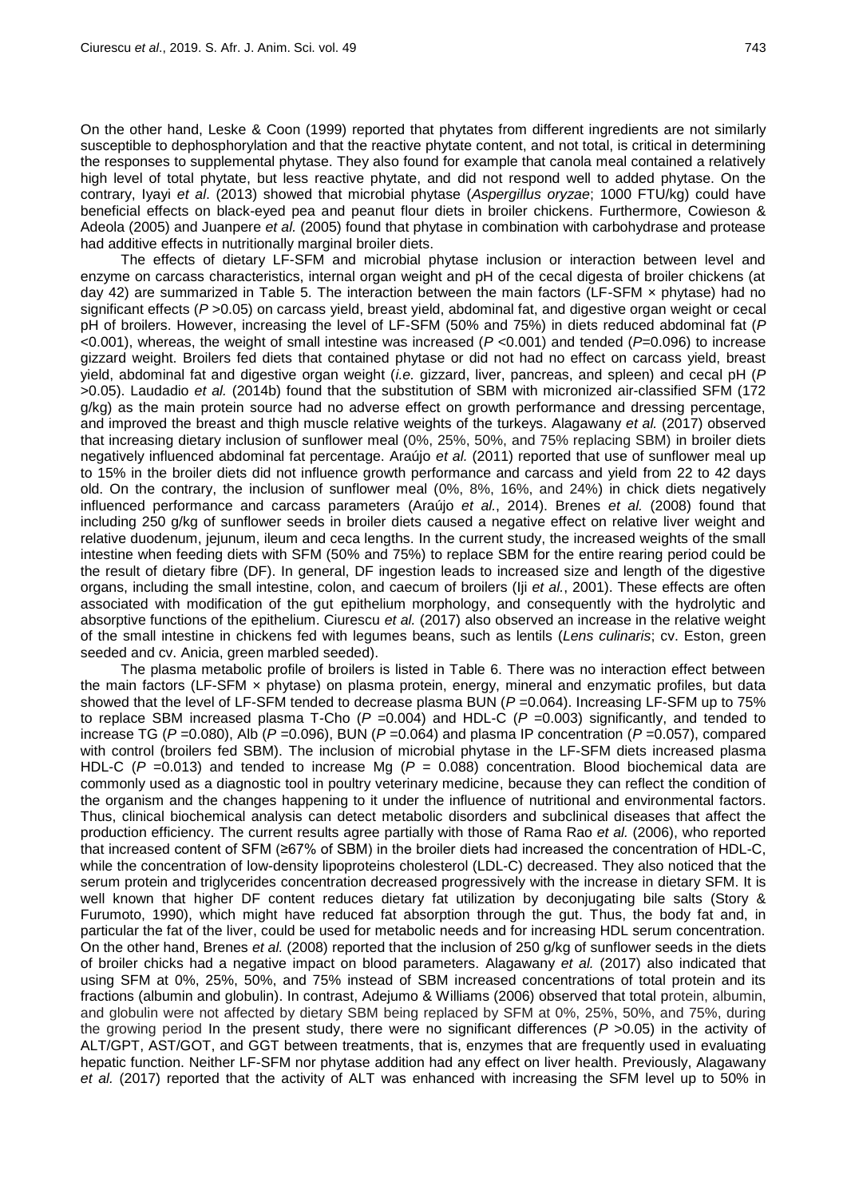On the other hand, Leske & Coon (1999) reported that phytates from different ingredients are not similarly susceptible to dephosphorylation and that the reactive phytate content, and not total, is critical in determining the responses to supplemental phytase. They also found for example that canola meal contained a relatively high level of total phytate, but less reactive phytate, and did not respond well to added phytase. On the contrary, Iyayi *et al*. (2013) showed that microbial phytase (*Aspergillus oryzae*; 1000 FTU/kg) could have beneficial effects on black-eyed pea and peanut flour diets in broiler chickens. Furthermore, Cowieson & Adeola (2005) and Juanpere *et al.* (2005) found that phytase in combination with carbohydrase and protease had additive effects in nutritionally marginal broiler diets.

The effects of dietary LF-SFM and microbial phytase inclusion or interaction between level and enzyme on carcass characteristics, internal organ weight and pH of the cecal digesta of broiler chickens (at day 42) are summarized in Table 5. The interaction between the main factors (LF-SFM × phytase) had no significant effects ($P$ >0.05) on carcass yield, breast yield, abdominal fat, and digestive organ weight or cecal pH of broilers. However, increasing the level of LF-SFM (50% and 75%) in diets reduced abdominal fat ($P$ <0.001), whereas, the weight of small intestine was increased ($P$ <0.001) and tended ($P$=0.096) to increase gizzard weight. Broilers fed diets that contained phytase or did not had no effect on carcass yield, breast yield, abdominal fat and digestive organ weight (*i.e.* gizzard, liver, pancreas, and spleen) and cecal pH ($P$ >0.05). Laudadio *et al.* (2014b) found that the substitution of SBM with micronized air-classified SFM (172 g/kg) as the main protein source had no adverse effect on growth performance and dressing percentage, and improved the breast and thigh muscle relative weights of the turkeys. Alagawany *et al.* (2017) observed that increasing dietary inclusion of sunflower meal (0%, 25%, 50%, and 75% replacing SBM) in broiler diets negatively influenced abdominal fat percentage. Araújo *et al.* (2011) reported that use of sunflower meal up to 15% in the broiler diets did not influence growth performance and carcass and yield from 22 to 42 days old. On the contrary, the inclusion of sunflower meal (0%, 8%, 16%, and 24%) in chick diets negatively influenced performance and carcass parameters (Araújo *et al.*, 2014). Brenes *et al.* (2008) found that including 250 g/kg of sunflower seeds in broiler diets caused a negative effect on relative liver weight and relative duodenum, jejunum, ileum and ceca lengths. In the current study, the increased weights of the small intestine when feeding diets with SFM (50% and 75%) to replace SBM for the entire rearing period could be the result of dietary fibre (DF). In general, DF ingestion leads to increased size and length of the digestive organs, including the small intestine, colon, and caecum of broilers (Iji *et al.*, 2001). These effects are often associated with modification of the gut epithelium morphology, and consequently with the hydrolytic and absorptive functions of the epithelium. Ciurescu *et al.* (2017) also observed an increase in the relative weight of the small intestine in chickens fed with legumes beans, such as lentils (*Lens culinaris*; cv. Eston, green seeded and cv. Anicia, green marbled seeded).

The plasma metabolic profile of broilers is listed in Table 6. There was no interaction effect between the main factors (LF-SFM × phytase) on plasma protein, energy, mineral and enzymatic profiles, but data showed that the level of LF-SFM tended to decrease plasma BUN ($P$ =0.064). Increasing LF-SFM up to 75% to replace SBM increased plasma T-Cho ($P$ =0.004) and HDL-C ($P$ =0.003) significantly, and tended to increase TG ($P$ =0.080), Alb ($P$ =0.096), BUN ($P$ =0.064) and plasma IP concentration ($P$ =0.057), compared with control (broilers fed SBM). The inclusion of microbial phytase in the LF-SFM diets increased plasma HDL-C ($P$ =0.013) and tended to increase Mg ($P$ = 0.088) concentration. Blood biochemical data are commonly used as a diagnostic tool in poultry veterinary medicine, because they can reflect the condition of the organism and the changes happening to it under the influence of nutritional and environmental factors. Thus, clinical biochemical analysis can detect metabolic disorders and subclinical diseases that affect the production efficiency. The current results agree partially with those of Rama Rao *et al.* (2006), who reported that increased content of SFM (≥67% of SBM) in the broiler diets had increased the concentration of HDL-C, while the concentration of low-density lipoproteins cholesterol (LDL-C) decreased. They also noticed that the serum protein and triglycerides concentration decreased progressively with the increase in dietary SFM. It is well known that higher DF content reduces dietary fat utilization by deconjugating bile salts (Story & Furumoto, 1990), which might have reduced fat absorption through the gut. Thus, the body fat and, in particular the fat of the liver, could be used for metabolic needs and for increasing HDL serum concentration. On the other hand, Brenes *et al.* (2008) reported that the inclusion of 250 g/kg of sunflower seeds in the diets of broiler chicks had a negative impact on blood parameters. Alagawany *et al.* (2017) also indicated that using SFM at 0%, 25%, 50%, and 75% instead of SBM increased concentrations of total protein and its fractions (albumin and globulin). In contrast, Adejumo & Williams (2006) observed that total protein, albumin, and globulin were not affected by dietary SBM being replaced by SFM at 0%, 25%, 50%, and 75%, during the growing period In the present study, there were no significant differences ($P$ >0.05) in the activity of ALT/GPT, AST/GOT, and GGT between treatments, that is, enzymes that are frequently used in evaluating hepatic function. Neither LF-SFM nor phytase addition had any effect on liver health. Previously, Alagawany *et al.* (2017) reported that the activity of ALT was enhanced with increasing the SFM level up to 50% in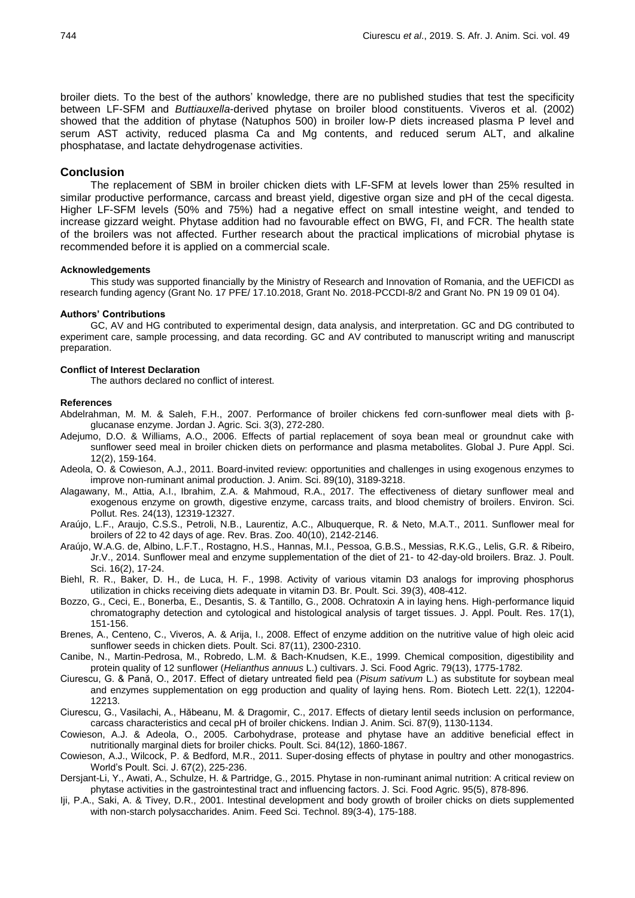broiler diets. To the best of the authors' knowledge, there are no published studies that test the specificity between LF-SFM and *Buttiauxella*-derived phytase on broiler blood constituents. Viveros et al. (2002) showed that the addition of phytase (Natuphos 500) in broiler low-P diets increased plasma P level and serum AST activity, reduced plasma Ca and Mg contents, and reduced serum ALT, and alkaline phosphatase, and lactate dehydrogenase activities.

## Conclusion

The replacement of SBM in broiler chicken diets with LF-SFM at levels lower than 25% resulted in similar productive performance, carcass and breast yield, digestive organ size and pH of the cecal digesta. Higher LF-SFM levels (50% and 75%) had a negative effect on small intestine weight, and tended to increase gizzard weight. Phytase addition had no favourable effect on BWG, FI, and FCR. The health state of the broilers was not affected. Further research about the practical implications of microbial phytase is recommended before it is applied on a commercial scale.

### Acknowledgements

This study was supported financially by the Ministry of Research and Innovation of Romania, and the UEFICDI as research funding agency (Grant No. 17 PFE/ 17.10.2018, Grant No. 2018-PCCDI-8/2 and Grant No. PN 19 09 01 04).

### Authors' Contributions

GC, AV and HG contributed to experimental design, data analysis, and interpretation. GC and DG contributed to experiment care, sample processing, and data recording. GC and AV contributed to manuscript writing and manuscript preparation.

### Conflict of Interest Declaration

The authors declared no conflict of interest.

### References

Abdelrahman, M. M. & Saleh, F.H., 2007. Performance of broiler chickens fed corn-sunflower meal diets with β-glucanase enzyme. Jordan J. Agric. Sci. 3(3), 272-280.

Adejumo, D.O. & Williams, A.O., 2006. Effects of partial replacement of soya bean meal or groundnut cake with sunflower seed meal in broiler chicken diets on performance and plasma metabolites. Global J. Pure Appl. Sci. 12(2), 159-164.

Adeola, O. & Cowieson, A.J., 2011. Board-invited review: opportunities and challenges in using exogenous enzymes to improve non-ruminant animal production. J. Anim. Sci. 89(10), 3189-3218.

Alagawany, M., Attia, A.I., Ibrahim, Z.A. & Mahmoud, R.A., 2017. The effectiveness of dietary sunflower meal and exogenous enzyme on growth, digestive enzyme, carcass traits, and blood chemistry of broilers. Environ. Sci. Pollut. Res. 24(13), 12319-12327.

Araújo, L.F., Araujo, C.S.S., Petroli, N.B., Laurentiz, A.C., Albuquerque, R. & Neto, M.A.T., 2011. Sunflower meal for broilers of 22 to 42 days of age. Rev. Bras. Zoo. 40(10), 2142-2146.

Araújo, W.A.G. de, Albino, L.F.T., Rostagno, H.S., Hannas, M.I., Pessoa, G.B.S., Messias, R.K.G., Lelis, G.R. & Ribeiro, Jr.V., 2014. Sunflower meal and enzyme supplementation of the diet of 21- to 42-day-old broilers. Braz. J. Poult. Sci. 16(2), 17-24.

Biehl, R. R., Baker, D. H., de Luca, H. F., 1998. Activity of various vitamin D3 analogs for improving phosphorus utilization in chicks receiving diets adequate in vitamin D3. Br. Poult. Sci. 39(3), 408-412.

Bozzo, G., Ceci, E., Bonerba, E., Desantis, S. & Tantillo, G., 2008. Ochratoxin A in laying hens. High-performance liquid chromatography detection and cytological and histological analysis of target tissues. J. Appl. Poult. Res. 17(1), 151-156.

Brenes, A., Centeno, C., Viveros, A. & Arija, I., 2008. Effect of enzyme addition on the nutritive value of high oleic acid sunflower seeds in chicken diets. Poult. Sci. 87(11), 2300-2310.

Canibe, N., Martin-Pedrosa, M., Robredo, L.M. & Bach-Knudsen, K.E., 1999. Chemical composition, digestibility and protein quality of 12 sunflower (*Helianthus annuus* L.) cultivars. J. Sci. Food Agric. 79(13), 1775-1782.

Ciurescu, G. & Pană, O., 2017. Effect of dietary untreated field pea (*Pisum sativum* L.) as substitute for soybean meal and enzymes supplementation on egg production and quality of laying hens. Rom. Biotech Lett. 22(1), 12204-12213.

Ciurescu, G., Vasilachi, A., Hăbeanu, M. & Dragomir, C., 2017. Effects of dietary lentil seeds inclusion on performance, carcass characteristics and cecal pH of broiler chickens. Indian J. Anim. Sci. 87(9), 1130-1134.

Cowieson, A.J. & Adeola, O., 2005. Carbohydrase, protease and phytase have an additive beneficial effect in nutritionally marginal diets for broiler chicks. Poult. Sci. 84(12), 1860-1867.

Cowieson, A.J., Wilcock, P. & Bedford, M.R., 2011. Super-dosing effects of phytase in poultry and other monogastrics. World's Poult. Sci. J. 67(2), 225-236.

Dersjant-Li, Y., Awati, A., Schulze, H. & Partridge, G., 2015. Phytase in non-ruminant animal nutrition: A critical review on phytase activities in the gastrointestinal tract and influencing factors. J. Sci. Food Agric. 95(5), 878-896.

Iji, P.A., Saki, A. & Tivey, D.R., 2001. Intestinal development and body growth of broiler chicks on diets supplemented with non-starch polysaccharides. Anim. Feed Sci. Technol. 89(3-4), 175-188.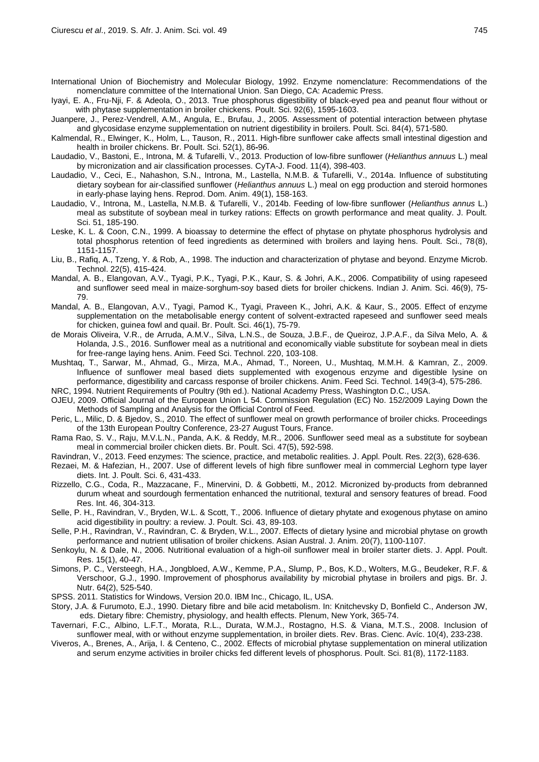International Union of Biochemistry and Molecular Biology, 1992. Enzyme nomenclature: Recommendations of the nomenclature committee of the International Union. San Diego, CA: Academic Press.

Iyayi, E. A., Fru-Nji, F. & Adeola, O., 2013. True phosphorus digestibility of black-eyed pea and peanut flour without or with phytase supplementation in broiler chickens. Poult. Sci. 92(6), 1595-1603.

Juanpere, J., Perez-Vendrell, A.M., Angula, E., Brufau, J., 2005. Assessment of potential interaction between phytase and glycosidase enzyme supplementation on nutrient digestibility in broilers. Poult. Sci. 84(4), 571-580.

Kalmendal, R., Elwinger, K., Holm, L., Tauson, R., 2011. High-fibre sunflower cake affects small intestinal digestion and health in broiler chickens. Br. Poult. Sci. 52(1), 86-96.

Laudadio, V., Bastoni, E., Introna, M. & Tufarelli, V., 2013. Production of low-fibre sunflower (*Helianthus annuus* L.) meal by micronization and air classification processes. CyTA-J. Food. 11(4), 398-403.

Laudadio, V., Ceci, E., Nahashon, S.N., Introna, M., Lastella, N.M.B. & Tufarelli, V., 2014a. Influence of substituting dietary soybean for air-classified sunflower (*Helianthus annuus* L.) meal on egg production and steroid hormones in early-phase laying hens. Reprod. Dom. Anim. 49(1), 158-163.

Laudadio, V., Introna, M., Lastella, N.M.B. & Tufarelli, V., 2014b. Feeding of low-fibre sunflower (*Helianthus annus* L.) meal as substitute of soybean meal in turkey rations: Effects on growth performance and meat quality. J. Poult. Sci. 51, 185-190.

Leske, K. L. & Coon, C.N., 1999. A bioassay to determine the effect of phytase on phytate phosphorus hydrolysis and total phosphorus retention of feed ingredients as determined with broilers and laying hens. Poult. Sci., 78(8), 1151-1157.

Liu, B., Rafiq, A., Tzeng, Y. & Rob, A., 1998. The induction and characterization of phytase and beyond. Enzyme Microb. Technol. 22(5), 415-424.

Mandal, A. B., Elangovan, A.V., Tyagi, P.K., Tyagi, P.K., Kaur, S. & Johri, A.K., 2006. Compatibility of using rapeseed and sunflower seed meal in maize-sorghum-soy based diets for broiler chickens. Indian J. Anim. Sci. 46(9), 75-79.

Mandal, A. B., Elangovan, A.V., Tyagi, Pamod K., Tyagi, Praveen K., Johri, A.K. & Kaur, S., 2005. Effect of enzyme supplementation on the metabolisable energy content of solvent-extracted rapeseed and sunflower seed meals for chicken, guinea fowl and quail. Br. Poult. Sci. 46(1), 75-79.

de Morais Oliveira, V.R., de Arruda, A.M.V., Silva, L.N.S., de Souza, J.B.F., de Queiroz, J.P.A.F., da Silva Melo, A. & Holanda, J.S., 2016. Sunflower meal as a nutritional and economically viable substitute for soybean meal in diets for free-range laying hens. Anim. Feed Sci. Technol. 220, 103-108.

Mushtaq, T., Sarwar, M., Ahmad, G., Mirza, M.A., Ahmad, T., Noreen, U., Mushtaq, M.M.H. & Kamran, Z., 2009. Influence of sunflower meal based diets supplemented with exogenous enzyme and digestible lysine on performance, digestibility and carcass response of broiler chickens. Anim. Feed Sci. Technol. 149(3-4), 575-286.

NRC, 1994. Nutrient Requirements of Poultry (9th ed.). National Academy Press, Washington D.C., USA.

OJEU, 2009. Official Journal of the European Union L 54. Commission Regulation (EC) No. 152/2009 Laying Down the Methods of Sampling and Analysis for the Official Control of Feed.

Peric, L., Milic, D. & Bjedov, S., 2010. The effect of sunflower meal on growth performance of broiler chicks. Proceedings of the 13th European Poultry Conference, 23-27 August Tours, France.

Rama Rao, S. V., Raju, M.V.L.N., Panda, A.K. & Reddy, M.R., 2006. Sunflower seed meal as a substitute for soybean meal in commercial broiler chicken diets. Br. Poult. Sci. 47(5), 592-598.

Ravindran, V., 2013. Feed enzymes: The science, practice, and metabolic realities. J. Appl. Poult. Res. 22(3), 628-636.

Rezaei, M. & Hafezian, H., 2007. Use of different levels of high fibre sunflower meal in commercial Leghorn type layer diets. Int. J. Poult. Sci. 6, 431-433.

Rizzello, C.G., Coda, R., Mazzacane, F., Minervini, D. & Gobbetti, M., 2012. Micronized by-products from debranned durum wheat and sourdough fermentation enhanced the nutritional, textural and sensory features of bread. Food Res. Int. 46, 304-313.

Selle, P. H., Ravindran, V., Bryden, W.L. & Scott, T., 2006. Influence of dietary phytate and exogenous phytase on amino acid digestibility in poultry: a review. J. Poult. Sci. 43, 89-103.

Selle, P.H., Ravindran, V., Ravindran, C. & Bryden, W.L., 2007. Effects of dietary lysine and microbial phytase on growth performance and nutrient utilisation of broiler chickens. Asian Austral. J. Anim. 20(7), 1100-1107.

Senkoylu, N. & Dale, N., 2006. Nutritional evaluation of a high-oil sunflower meal in broiler starter diets. J. Appl. Poult. Res. 15(1), 40-47.

Simons, P. C., Versteegh, H.A., Jongbloed, A.W., Kemme, P.A., Slump, P., Bos, K.D., Wolters, M.G., Beudeker, R.F. & Verschoor, G.J., 1990. Improvement of phosphorus availability by microbial phytase in broilers and pigs. Br. J. Nutr. 64(2), 525-540.

SPSS. 2011. Statistics for Windows, Version 20.0. IBM Inc., Chicago, IL, USA.

Story, J.A. & Furumoto, E.J., 1990. Dietary fibre and bile acid metabolism. In: Knitchevsky D, Bonfield C., Anderson JW, eds. Dietary fibre: Chemistry, physiology, and health effects. Plenum, New York, 365-74.

Tavernari, F.C., Albino, L.F.T., Morata, R.L., Durata, W.M.J., Rostagno, H.S. & Viana, M.T.S., 2008. Inclusion of sunflower meal, with or without enzyme supplementation, in broiler diets. Rev. Bras. Cienc. Avíc. 10(4), 233-238.

Viveros, A., Brenes, A., Arija, I. & Centeno, C., 2002. Effects of microbial phytase supplementation on mineral utilization and serum enzyme activities in broiler chicks fed different levels of phosphorus. Poult. Sci. 81(8), 1172-1183.